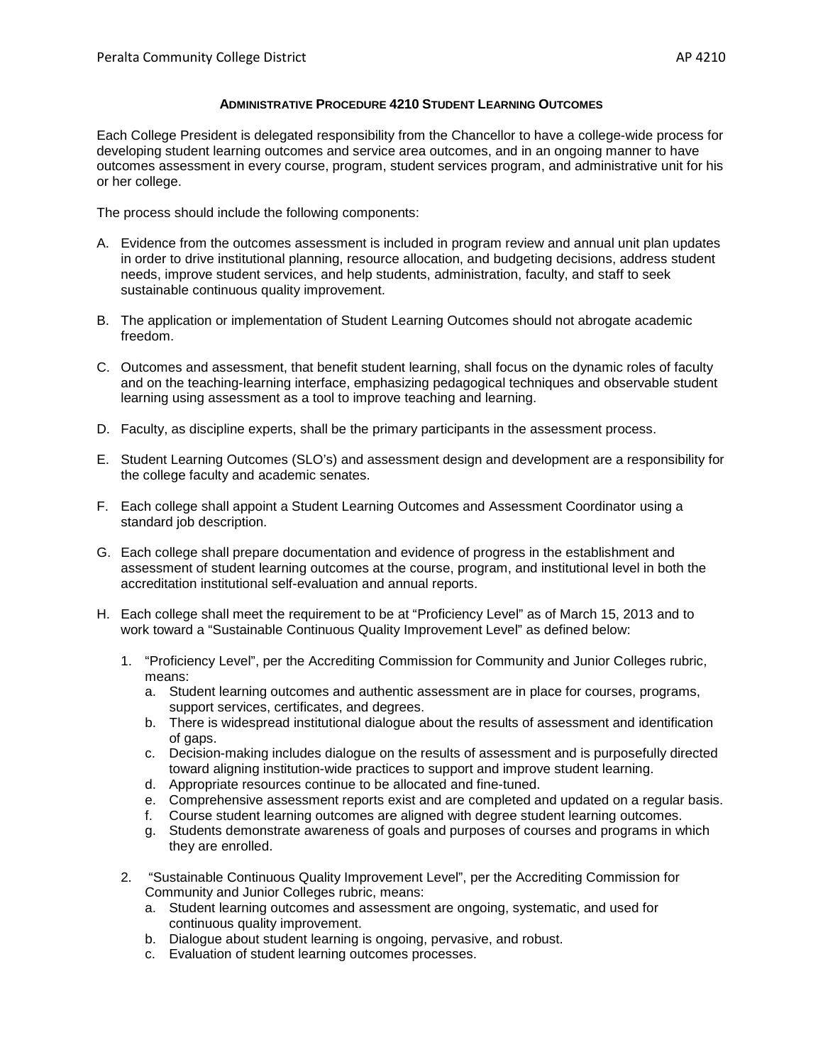# ADMINISTRATIVE PROCEDURE 4210 STUDENT LEARNING OUTCOMES

Each College President is delegated responsibility from the Chancellor to have a college-wide process for developing student learning outcomes and service area outcomes, and in an ongoing manner to have outcomes assessment in every course, program, student services program, and administrative unit for his or her college.

The process should include the following components:

A. Evidence from the outcomes assessment is included in program review and annual unit plan updates in order to drive institutional planning, resource allocation, and budgeting decisions, address student needs, improve student services, and help students, administration, faculty, and staff to seek sustainable continuous quality improvement.

B. The application or implementation of Student Learning Outcomes should not abrogate academic freedom.

C. Outcomes and assessment, that benefit student learning, shall focus on the dynamic roles of faculty and on the teaching-learning interface, emphasizing pedagogical techniques and observable student learning using assessment as a tool to improve teaching and learning.

D. Faculty, as discipline experts, shall be the primary participants in the assessment process.

E. Student Learning Outcomes (SLO's) and assessment design and development are a responsibility for the college faculty and academic senates.

F. Each college shall appoint a Student Learning Outcomes and Assessment Coordinator using a standard job description.

G. Each college shall prepare documentation and evidence of progress in the establishment and assessment of student learning outcomes at the course, program, and institutional level in both the accreditation institutional self-evaluation and annual reports.

H. Each college shall meet the requirement to be at "Proficiency Level" as of March 15, 2013 and to work toward a "Sustainable Continuous Quality Improvement Level" as defined below:

   1. "Proficiency Level", per the Accrediting Commission for Community and Junior Colleges rubric, means:
      a. Student learning outcomes and authentic assessment are in place for courses, programs, support services, certificates, and degrees.
      b. There is widespread institutional dialogue about the results of assessment and identification of gaps.
      c. Decision-making includes dialogue on the results of assessment and is purposefully directed toward aligning institution-wide practices to support and improve student learning.
      d. Appropriate resources continue to be allocated and fine-tuned.
      e. Comprehensive assessment reports exist and are completed and updated on a regular basis.
      f. Course student learning outcomes are aligned with degree student learning outcomes.
      g. Students demonstrate awareness of goals and purposes of courses and programs in which they are enrolled.

   2. "Sustainable Continuous Quality Improvement Level", per the Accrediting Commission for Community and Junior Colleges rubric, means:
      a. Student learning outcomes and assessment are ongoing, systematic, and used for continuous quality improvement.
      b. Dialogue about student learning is ongoing, pervasive, and robust.
      c. Evaluation of student learning outcomes processes.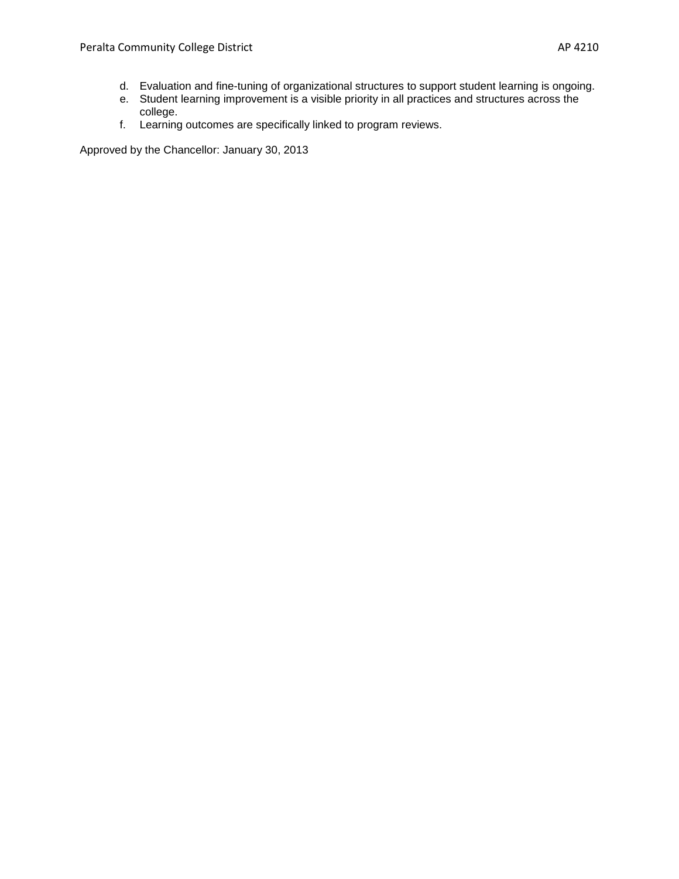d. Evaluation and fine-tuning of organizational structures to support student learning is ongoing.
e. Student learning improvement is a visible priority in all practices and structures across the college.
f. Learning outcomes are specifically linked to program reviews.

Approved by the Chancellor: January 30, 2013